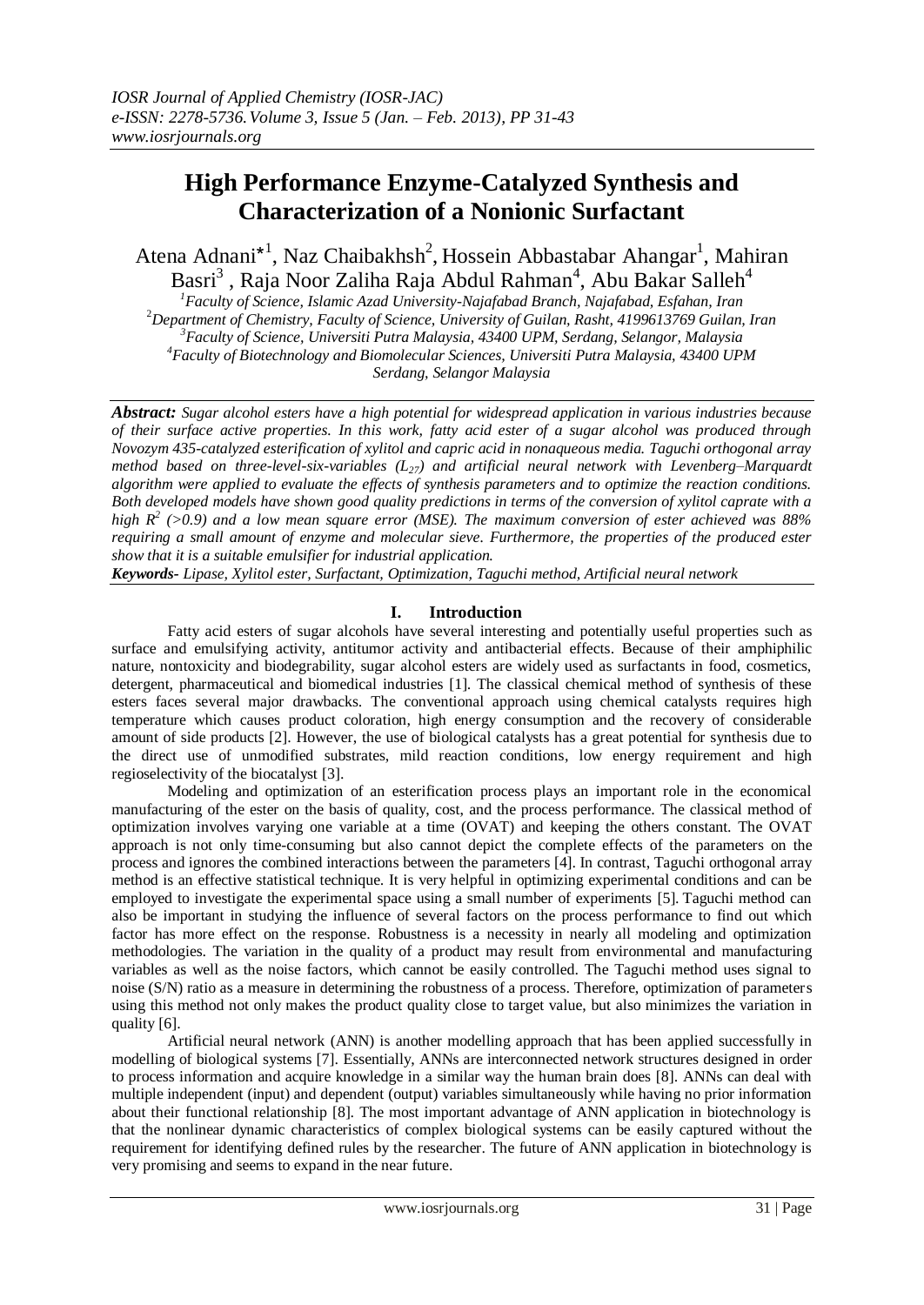# High Performance Enzyme-Catalyzed Synthesis and Characterization of a Nonionic Surfactant

Atena Adnani*[1], Naz Chaibakhsh[2], Hossein Abbastabar Ahangar[1], Mahiran Basri[3], Raja Noor Zaliha Raja Abdul Rahman[4], Abu Bakar Salleh[4]

[1]Faculty of Science, Islamic Azad University-Najafabad Branch, Najafabad, Esfahan, Iran
[2]Department of Chemistry, Faculty of Science, University of Guilan, Rasht, 4199613769 Guilan, Iran
[3]Faculty of Science, Universiti Putra Malaysia, 43400 UPM, Serdang, Selangor, Malaysia
[4]Faculty of Biotechnology and Biomolecular Sciences, Universiti Putra Malaysia, 43400 UPM Serdang, Selangor Malaysia

***Abstract:*** *Sugar alcohol esters have a high potential for widespread application in various industries because of their surface active properties. In this work, fatty acid ester of a sugar alcohol was produced through Novozym 435-catalyzed esterification of xylitol and capric acid in nonaqueous media. Taguchi orthogonal array method based on three-level-six-variables ($L_{27}$) and artificial neural network with Levenberg–Marquardt algorithm were applied to evaluate the effects of synthesis parameters and to optimize the reaction conditions. Both developed models have shown good quality predictions in terms of the conversion of xylitol caprate with a high $R^2$ (>0.9) and a low mean square error (MSE). The maximum conversion of ester achieved was 88% requiring a small amount of enzyme and molecular sieve. Furthermore, the properties of the produced ester show that it is a suitable emulsifier for industrial application.*

***Keywords-*** *Lipase, Xylitol ester, Surfactant, Optimization, Taguchi method, Artificial neural network*

## I. Introduction

Fatty acid esters of sugar alcohols have several interesting and potentially useful properties such as surface and emulsifying activity, antitumor activity and antibacterial effects. Because of their amphiphilic nature, nontoxicity and biodegrability, sugar alcohol esters are widely used as surfactants in food, cosmetics, detergent, pharmaceutical and biomedical industries [1]. The classical chemical method of synthesis of these esters faces several major drawbacks. The conventional approach using chemical catalysts requires high temperature which causes product coloration, high energy consumption and the recovery of considerable amount of side products [2]. However, the use of biological catalysts has a great potential for synthesis due to the direct use of unmodified substrates, mild reaction conditions, low energy requirement and high regioselectivity of the biocatalyst [3].

Modeling and optimization of an esterification process plays an important role in the economical manufacturing of the ester on the basis of quality, cost, and the process performance. The classical method of optimization involves varying one variable at a time (OVAT) and keeping the others constant. The OVAT approach is not only time-consuming but also cannot depict the complete effects of the parameters on the process and ignores the combined interactions between the parameters [4]. In contrast, Taguchi orthogonal array method is an effective statistical technique. It is very helpful in optimizing experimental conditions and can be employed to investigate the experimental space using a small number of experiments [5]. Taguchi method can also be important in studying the influence of several factors on the process performance to find out which factor has more effect on the response. Robustness is a necessity in nearly all modeling and optimization methodologies. The variation in the quality of a product may result from environmental and manufacturing variables as well as the noise factors, which cannot be easily controlled. The Taguchi method uses signal to noise (S/N) ratio as a measure in determining the robustness of a process. Therefore, optimization of parameters using this method not only makes the product quality close to target value, but also minimizes the variation in quality [6].

Artificial neural network (ANN) is another modelling approach that has been applied successfully in modelling of biological systems [7]. Essentially, ANNs are interconnected network structures designed in order to process information and acquire knowledge in a similar way the human brain does [8]. ANNs can deal with multiple independent (input) and dependent (output) variables simultaneously while having no prior information about their functional relationship [8]. The most important advantage of ANN application in biotechnology is that the nonlinear dynamic characteristics of complex biological systems can be easily captured without the requirement for identifying defined rules by the researcher. The future of ANN application in biotechnology is very promising and seems to expand in the near future.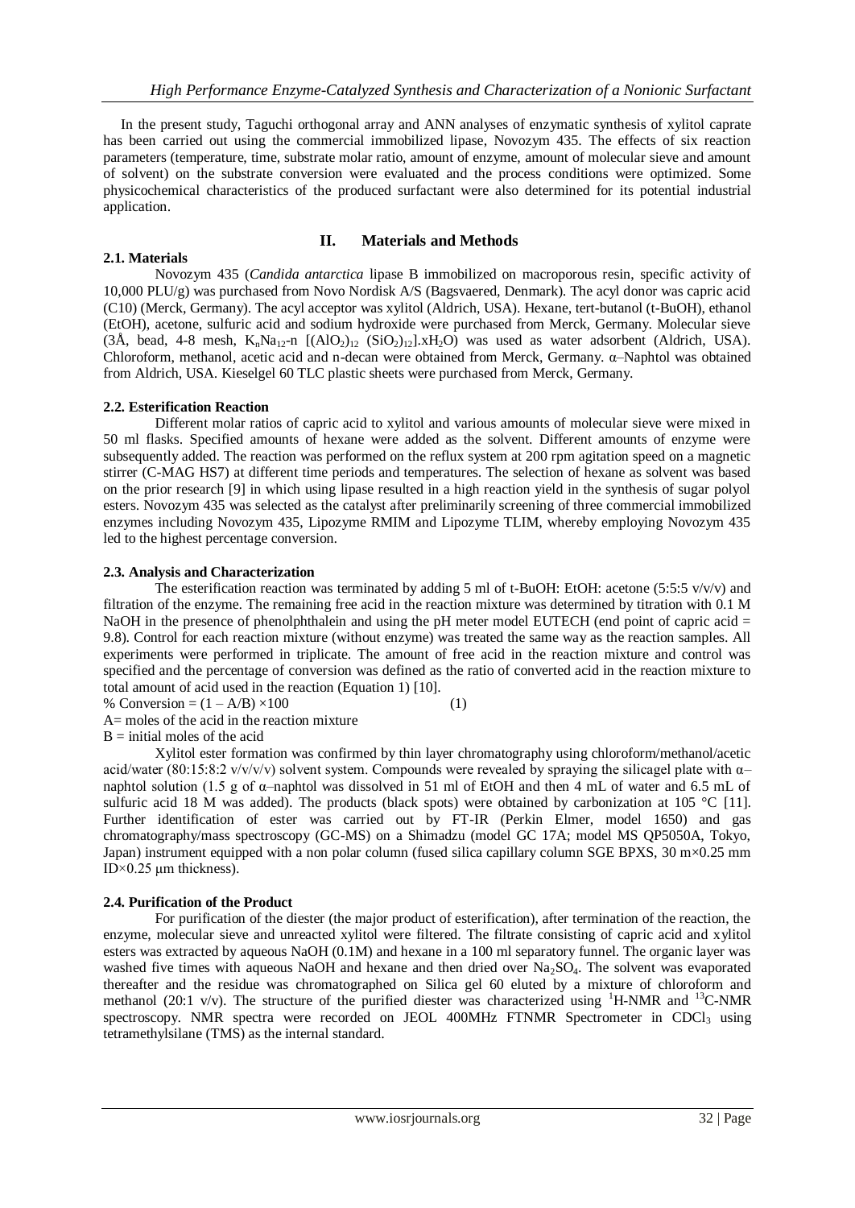In the present study, Taguchi orthogonal array and ANN analyses of enzymatic synthesis of xylitol caprate has been carried out using the commercial immobilized lipase, Novozym 435. The effects of six reaction parameters (temperature, time, substrate molar ratio, amount of enzyme, amount of molecular sieve and amount of solvent) on the substrate conversion were evaluated and the process conditions were optimized. Some physicochemical characteristics of the produced surfactant were also determined for its potential industrial application.

## II. Materials and Methods

### 2.1. Materials

Novozym 435 (*Candida antarctica* lipase B immobilized on macroporous resin, specific activity of 10,000 PLU/g) was purchased from Novo Nordisk A/S (Bagsvaered, Denmark). The acyl donor was capric acid (C10) (Merck, Germany). The acyl acceptor was xylitol (Aldrich, USA). Hexane, tert-butanol (t-BuOH), ethanol (EtOH), acetone, sulfuric acid and sodium hydroxide were purchased from Merck, Germany. Molecular sieve (3Å, bead, 4-8 mesh, $K_nNa_{12}$-n $[(AlO_2)_{12}\ (SiO_2)_{12}].xH_2O$) was used as water adsorbent (Aldrich, USA). Chloroform, methanol, acetic acid and n-decan were obtained from Merck, Germany. α–Naphtol was obtained from Aldrich, USA. Kieselgel 60 TLC plastic sheets were purchased from Merck, Germany.

### 2.2. Esterification Reaction

Different molar ratios of capric acid to xylitol and various amounts of molecular sieve were mixed in 50 ml flasks. Specified amounts of hexane were added as the solvent. Different amounts of enzyme were subsequently added. The reaction was performed on the reflux system at 200 rpm agitation speed on a magnetic stirrer (C-MAG HS7) at different time periods and temperatures. The selection of hexane as solvent was based on the prior research [9] in which using lipase resulted in a high reaction yield in the synthesis of sugar polyol esters. Novozym 435 was selected as the catalyst after preliminarily screening of three commercial immobilized enzymes including Novozym 435, Lipozyme RMIM and Lipozyme TLIM, whereby employing Novozym 435 led to the highest percentage conversion.

### 2.3. Analysis and Characterization

The esterification reaction was terminated by adding 5 ml of t-BuOH: EtOH: acetone (5:5:5 v/v/v) and filtration of the enzyme. The remaining free acid in the reaction mixture was determined by titration with 0.1 M NaOH in the presence of phenolphthalein and using the pH meter model EUTECH (end point of capric acid = 9.8). Control for each reaction mixture (without enzyme) was treated the same way as the reaction samples. All experiments were performed in triplicate. The amount of free acid in the reaction mixture and control was specified and the percentage of conversion was defined as the ratio of converted acid in the reaction mixture to total amount of acid used in the reaction (Equation 1) [10].

$$\%\ \text{Conversion} = (1 - A/B) \times 100 \qquad (1)$$

A= moles of the acid in the reaction mixture

B = initial moles of the acid

Xylitol ester formation was confirmed by thin layer chromatography using chloroform/methanol/acetic acid/water (80:15:8:2 v/v/v/v) solvent system. Compounds were revealed by spraying the silicagel plate with α–naphtol solution (1.5 g of α–naphtol was dissolved in 51 ml of EtOH and then 4 mL of water and 6.5 mL of sulfuric acid 18 M was added). The products (black spots) were obtained by carbonization at 105 °C [11]. Further identification of ester was carried out by FT-IR (Perkin Elmer, model 1650) and gas chromatography/mass spectroscopy (GC-MS) on a Shimadzu (model GC 17A; model MS QP5050A, Tokyo, Japan) instrument equipped with a non polar column (fused silica capillary column SGE BPXS, 30 m×0.25 mm ID×0.25 μm thickness).

### 2.4. Purification of the Product

For purification of the diester (the major product of esterification), after termination of the reaction, the enzyme, molecular sieve and unreacted xylitol were filtered. The filtrate consisting of capric acid and xylitol esters was extracted by aqueous NaOH (0.1M) and hexane in a 100 ml separatory funnel. The organic layer was washed five times with aqueous NaOH and hexane and then dried over $Na_2SO_4$. The solvent was evaporated thereafter and the residue was chromatographed on Silica gel 60 eluted by a mixture of chloroform and methanol (20:1 v/v). The structure of the purified diester was characterized using $^1$H-NMR and $^{13}$C-NMR spectroscopy. NMR spectra were recorded on JEOL 400MHz FTNMR Spectrometer in $CDCl_3$ using tetramethylsilane (TMS) as the internal standard.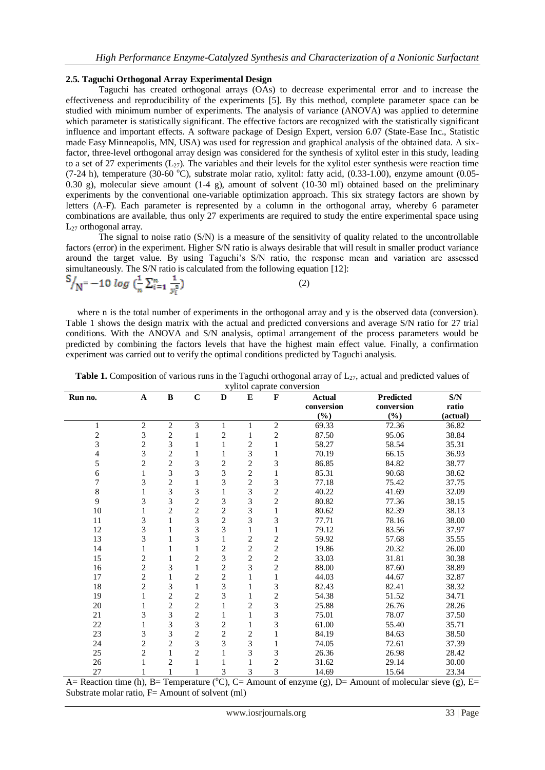### 2.5. Taguchi Orthogonal Array Experimental Design

Taguchi has created orthogonal arrays (OAs) to decrease experimental error and to increase the effectiveness and reproducibility of the experiments [5]. By this method, complete parameter space can be studied with minimum number of experiments. The analysis of variance (ANOVA) was applied to determine which parameter is statistically significant. The effective factors are recognized with the statistically significant influence and important effects. A software package of Design Expert, version 6.07 (State-Ease Inc., Statistic made Easy Minneapolis, MN, USA) was used for regression and graphical analysis of the obtained data. A six-factor, three-level orthogonal array design was considered for the synthesis of xylitol ester in this study, leading to a set of 27 experiments ($L_{27}$). The variables and their levels for the xylitol ester synthesis were reaction time (7-24 h), temperature (30-60 °C), substrate molar ratio, xylitol: fatty acid, (0.33-1.00), enzyme amount (0.05-0.30 g), molecular sieve amount (1-4 g), amount of solvent (10-30 ml) obtained based on the preliminary experiments by the conventional one-variable optimization approach. This six strategy factors are shown by letters (A-F). Each parameter is represented by a column in the orthogonal array, whereby 6 parameter combinations are available, thus only 27 experiments are required to study the entire experimental space using $L_{27}$ orthogonal array.

The signal to noise ratio (S/N) is a measure of the sensitivity of quality related to the uncontrollable factors (error) in the experiment. Higher S/N ratio is always desirable that will result in smaller product variance around the target value. By using Taguchi's S/N ratio, the response mean and variation are assessed simultaneously. The S/N ratio is calculated from the following equation [12]:

$$S/_{N} = -10 \log \left(\frac{1}{n}\sum_{i=1}^{n}\frac{1}{y_i^2}\right) \qquad (2)$$

where n is the total number of experiments in the orthogonal array and y is the observed data (conversion). Table 1 shows the design matrix with the actual and predicted conversions and average S/N ratio for 27 trial conditions. With the ANOVA and S/N analysis, optimal arrangement of the process parameters would be predicted by combining the factors levels that have the highest main effect value. Finally, a confirmation experiment was carried out to verify the optimal conditions predicted by Taguchi analysis.

**Table 1.** Composition of various runs in the Taguchi orthogonal array of $L_{27}$, actual and predicted values of xylitol caprate conversion

| Run no. | A | B | C | D | E | F | Actual conversion (%) | Predicted conversion (%) | S/N ratio (actual) |
|---|---|---|---|---|---|---|---|---|---|
| 1 | 2 | 2 | 3 | 1 | 1 | 2 | 69.33 | 72.36 | 36.82 |
| 2 | 3 | 2 | 1 | 2 | 1 | 2 | 87.50 | 95.06 | 38.84 |
| 3 | 2 | 3 | 1 | 1 | 2 | 1 | 58.27 | 58.54 | 35.31 |
| 4 | 3 | 2 | 1 | 1 | 3 | 1 | 70.19 | 66.15 | 36.93 |
| 5 | 2 | 2 | 3 | 2 | 2 | 3 | 86.85 | 84.82 | 38.77 |
| 6 | 1 | 3 | 3 | 3 | 2 | 1 | 85.31 | 90.68 | 38.62 |
| 7 | 3 | 2 | 1 | 3 | 2 | 3 | 77.18 | 75.42 | 37.75 |
| 8 | 1 | 3 | 3 | 1 | 3 | 2 | 40.22 | 41.69 | 32.09 |
| 9 | 3 | 3 | 2 | 3 | 3 | 2 | 80.82 | 77.36 | 38.15 |
| 10 | 1 | 2 | 2 | 2 | 3 | 1 | 80.62 | 82.39 | 38.13 |
| 11 | 3 | 1 | 3 | 2 | 3 | 3 | 77.71 | 78.16 | 38.00 |
| 12 | 3 | 1 | 3 | 3 | 1 | 1 | 79.12 | 83.56 | 37.97 |
| 13 | 3 | 1 | 3 | 1 | 2 | 2 | 59.92 | 57.68 | 35.55 |
| 14 | 1 | 1 | 1 | 2 | 2 | 2 | 19.86 | 20.32 | 26.00 |
| 15 | 2 | 1 | 2 | 3 | 2 | 2 | 33.03 | 31.81 | 30.38 |
| 16 | 2 | 3 | 1 | 2 | 3 | 2 | 88.00 | 87.60 | 38.89 |
| 17 | 2 | 1 | 2 | 2 | 1 | 1 | 44.03 | 44.67 | 32.87 |
| 18 | 2 | 3 | 1 | 3 | 1 | 3 | 82.43 | 82.41 | 38.32 |
| 19 | 1 | 2 | 2 | 3 | 1 | 2 | 54.38 | 51.52 | 34.71 |
| 20 | 1 | 2 | 2 | 1 | 2 | 3 | 25.88 | 26.76 | 28.26 |
| 21 | 3 | 3 | 2 | 1 | 1 | 3 | 75.01 | 78.07 | 37.50 |
| 22 | 1 | 3 | 3 | 2 | 1 | 3 | 61.00 | 55.40 | 35.71 |
| 23 | 3 | 3 | 2 | 2 | 2 | 1 | 84.19 | 84.63 | 38.50 |
| 24 | 2 | 2 | 3 | 3 | 3 | 1 | 74.05 | 72.61 | 37.39 |
| 25 | 2 | 1 | 2 | 1 | 3 | 3 | 26.36 | 26.98 | 28.42 |
| 26 | 1 | 2 | 1 | 1 | 1 | 2 | 31.62 | 29.14 | 30.00 |
| 27 | 1 | 1 | 1 | 3 | 3 | 3 | 14.69 | 15.64 | 23.34 |

A= Reaction time (h), B= Temperature (°C), C= Amount of enzyme (g), D= Amount of molecular sieve (g), E= Substrate molar ratio, F= Amount of solvent (ml)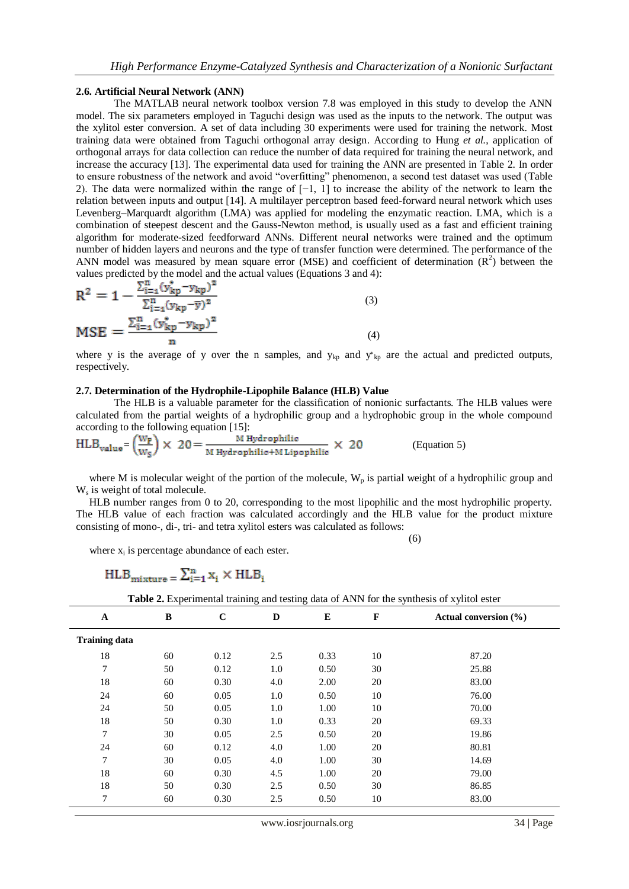### 2.6. Artificial Neural Network (ANN)

The MATLAB neural network toolbox version 7.8 was employed in this study to develop the ANN model. The six parameters employed in Taguchi design was used as the inputs to the network. The output was the xylitol ester conversion. A set of data including 30 experiments were used for training the network. Most training data were obtained from Taguchi orthogonal array design. According to Hung *et al.*, application of orthogonal arrays for data collection can reduce the number of data required for training the neural network, and increase the accuracy [13]. The experimental data used for training the ANN are presented in Table 2. In order to ensure robustness of the network and avoid "overfitting" phenomenon, a second test dataset was used (Table 2). The data were normalized within the range of [−1, 1] to increase the ability of the network to learn the relation between inputs and output [14]. A multilayer perceptron based feed-forward neural network which uses Levenberg–Marquardt algorithm (LMA) was applied for modeling the enzymatic reaction. LMA, which is a combination of steepest descent and the Gauss-Newton method, is usually used as a fast and efficient training algorithm for moderate-sized feedforward ANNs. Different neural networks were trained and the optimum number of hidden layers and neurons and the type of transfer function were determined. The performance of the ANN model was measured by mean square error (MSE) and coefficient of determination ($R^2$) between the values predicted by the model and the actual values (Equations 3 and 4):

$$R^2 = 1 - \frac{\sum_{i=1}^{n}(y^{*}_{kp} - y_{kp})^2}{\sum_{i=1}^{n}(y_{kp} - \bar{y})^2} \tag{3}$$

$$MSE = \frac{\sum_{i=1}^{n}(y^{*}_{kp} - y_{kp})^2}{n} \tag{4}$$

where y is the average of y over the n samples, and $y_{kp}$ and $y^{*}_{kp}$ are the actual and predicted outputs, respectively.

### 2.7. Determination of the Hydrophile-Lipophile Balance (HLB) Value

The HLB is a valuable parameter for the classification of nonionic surfactants. The HLB values were calculated from the partial weights of a hydrophilic group and a hydrophobic group in the whole compound according to the following equation [15]:

$$HLB_{value} = \left(\frac{W_p}{W_s}\right) \times 20 = \frac{M\ Hydrophilic}{M\ Hydrophilic + M\ Lipophilic} \times 20 \qquad \text{(Equation 5)}$$

where M is molecular weight of the portion of the molecule, $W_p$ is partial weight of a hydrophilic group and $W_s$ is weight of total molecule.

HLB number ranges from 0 to 20, corresponding to the most lipophilic and the most hydrophilic property. The HLB value of each fraction was calculated accordingly and the HLB value for the product mixture consisting of mono-, di-, tri- and tetra xylitol esters was calculated as follows:

$$HLB_{mixture} = \sum_{i=1}^{n} x_i \times HLB_i \tag{6}$$

where $x_i$ is percentage abundance of each ester.

**Table 2.** Experimental training and testing data of ANN for the synthesis of xylitol ester

| A | B | C | D | E | F | Actual conversion (%) |
|---|---|---|---|---|---|---|
| **Training data** | | | | | | |
| 18 | 60 | 0.12 | 2.5 | 0.33 | 10 | 87.20 |
| 7 | 50 | 0.12 | 1.0 | 0.50 | 30 | 25.88 |
| 18 | 60 | 0.30 | 4.0 | 2.00 | 20 | 83.00 |
| 24 | 60 | 0.05 | 1.0 | 0.50 | 10 | 76.00 |
| 24 | 50 | 0.05 | 1.0 | 1.00 | 10 | 70.00 |
| 18 | 50 | 0.30 | 1.0 | 0.33 | 20 | 69.33 |
| 7 | 30 | 0.05 | 2.5 | 0.50 | 20 | 19.86 |
| 24 | 60 | 0.12 | 4.0 | 1.00 | 20 | 80.81 |
| 7 | 30 | 0.05 | 4.0 | 1.00 | 30 | 14.69 |
| 18 | 60 | 0.30 | 4.5 | 1.00 | 20 | 79.00 |
| 18 | 50 | 0.30 | 2.5 | 0.50 | 30 | 86.85 |
| 7 | 60 | 0.30 | 2.5 | 0.50 | 10 | 83.00 |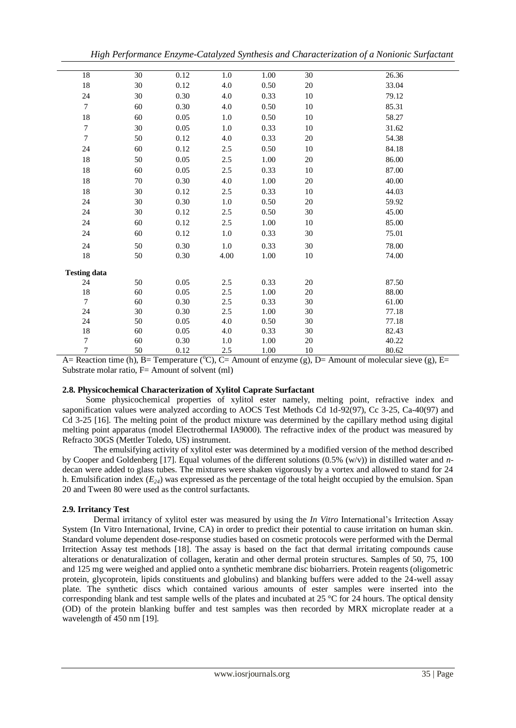| A | B | C | D | E | F | Yield (%) |
|---|---|---|---|---|---|---|
| 18 | 30 | 0.12 | 1.0 | 1.00 | 30 | 26.36 |
| 18 | 30 | 0.12 | 4.0 | 0.50 | 20 | 33.04 |
| 24 | 30 | 0.30 | 4.0 | 0.33 | 10 | 79.12 |
| 7 | 60 | 0.30 | 4.0 | 0.50 | 10 | 85.31 |
| 18 | 60 | 0.05 | 1.0 | 0.50 | 10 | 58.27 |
| 7 | 30 | 0.05 | 1.0 | 0.33 | 10 | 31.62 |
| 7 | 50 | 0.12 | 4.0 | 0.33 | 20 | 54.38 |
| 24 | 60 | 0.12 | 2.5 | 0.50 | 10 | 84.18 |
| 18 | 50 | 0.05 | 2.5 | 1.00 | 20 | 86.00 |
| 18 | 60 | 0.05 | 2.5 | 0.33 | 10 | 87.00 |
| 18 | 70 | 0.30 | 4.0 | 1.00 | 20 | 40.00 |
| 18 | 30 | 0.12 | 2.5 | 0.33 | 10 | 44.03 |
| 24 | 30 | 0.30 | 1.0 | 0.50 | 20 | 59.92 |
| 24 | 30 | 0.12 | 2.5 | 0.50 | 30 | 45.00 |
| 24 | 60 | 0.12 | 2.5 | 1.00 | 10 | 85.00 |
| 24 | 60 | 0.12 | 1.0 | 0.33 | 30 | 75.01 |
| 24 | 50 | 0.30 | 1.0 | 0.33 | 30 | 78.00 |
| 18 | 50 | 0.30 | 4.00 | 1.00 | 10 | 74.00 |
| **Testing data** | | | | | | |
| 24 | 50 | 0.05 | 2.5 | 0.33 | 20 | 87.50 |
| 18 | 60 | 0.05 | 2.5 | 1.00 | 20 | 88.00 |
| 7 | 60 | 0.30 | 2.5 | 0.33 | 30 | 61.00 |
| 24 | 30 | 0.30 | 2.5 | 1.00 | 30 | 77.18 |
| 24 | 50 | 0.05 | 4.0 | 0.50 | 30 | 77.18 |
| 18 | 60 | 0.05 | 4.0 | 0.33 | 30 | 82.43 |
| 7 | 60 | 0.30 | 1.0 | 1.00 | 20 | 40.22 |
| 7 | 50 | 0.12 | 2.5 | 1.00 | 10 | 80.62 |

A= Reaction time (h), B= Temperature (°C), C= Amount of enzyme (g), D= Amount of molecular sieve (g), E= Substrate molar ratio, F= Amount of solvent (ml)

### 2.8. Physicochemical Characterization of Xylitol Caprate Surfactant

Some physicochemical properties of xylitol ester namely, melting point, refractive index and saponification values were analyzed according to AOCS Test Methods Cd 1d-92(97), Cc 3-25, Ca-40(97) and Cd 3-25 [16]. The melting point of the product mixture was determined by the capillary method using digital melting point apparatus (model Electrothermal IA9000). The refractive index of the product was measured by Refracto 30GS (Mettler Toledo, US) instrument.

The emulsifying activity of xylitol ester was determined by a modified version of the method described by Cooper and Goldenberg [17]. Equal volumes of the different solutions (0.5% (w/v)) in distilled water and *n*-decan were added to glass tubes. The mixtures were shaken vigorously by a vortex and allowed to stand for 24 h. Emulsification index ($E_{24}$) was expressed as the percentage of the total height occupied by the emulsion. Span 20 and Tween 80 were used as the control surfactants.

### 2.9. Irritancy Test

Dermal irritancy of xylitol ester was measured by using the *In Vitro* International's Irritection Assay System (In Vitro International, Irvine, CA) in order to predict their potential to cause irritation on human skin. Standard volume dependent dose-response studies based on cosmetic protocols were performed with the Dermal Irritection Assay test methods [18]. The assay is based on the fact that dermal irritating compounds cause alterations or denaturalization of collagen, keratin and other dermal protein structures. Samples of 50, 75, 100 and 125 mg were weighed and applied onto a synthetic membrane disc biobarriers. Protein reagents (oligometric protein, glycoprotein, lipids constituents and globulins) and blanking buffers were added to the 24-well assay plate. The synthetic discs which contained various amounts of ester samples were inserted into the corresponding blank and test sample wells of the plates and incubated at 25 °C for 24 hours. The optical density (OD) of the protein blanking buffer and test samples was then recorded by MRX microplate reader at a wavelength of 450 nm [19].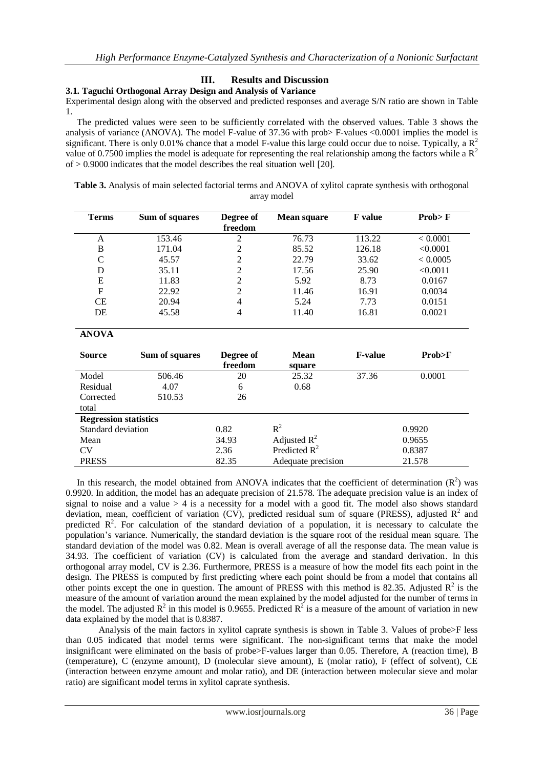## III. Results and Discussion

### 3.1. Taguchi Orthogonal Array Design and Analysis of Variance

Experimental design along with the observed and predicted responses and average S/N ratio are shown in Table 1.

The predicted values were seen to be sufficiently correlated with the observed values. Table 3 shows the analysis of variance (ANOVA). The model F-value of 37.36 with prob> F-values <0.0001 implies the model is significant. There is only 0.01% chance that a model F-value this large could occur due to noise. Typically, a $R^2$ value of 0.7500 implies the model is adequate for representing the real relationship among the factors while a $R^2$ of > 0.9000 indicates that the model describes the real situation well [20].

**Table 3.** Analysis of main selected factorial terms and ANOVA of xylitol caprate synthesis with orthogonal array model

| Terms | Sum of squares | Degree of freedom | Mean square | F value | Prob> F |
|---|---|---|---|---|---|
| A | 153.46 | 2 | 76.73 | 113.22 | < 0.0001 |
| B | 171.04 | 2 | 85.52 | 126.18 | <0.0001 |
| C | 45.57 | 2 | 22.79 | 33.62 | < 0.0005 |
| D | 35.11 | 2 | 17.56 | 25.90 | <0.0011 |
| E | 11.83 | 2 | 5.92 | 8.73 | 0.0167 |
| F | 22.92 | 2 | 11.46 | 16.91 | 0.0034 |
| CE | 20.94 | 4 | 5.24 | 7.73 | 0.0151 |
| DE | 45.58 | 4 | 11.40 | 16.81 | 0.0021 |

**ANOVA**

| Source | Sum of squares | Degree of freedom | Mean square | F-value | Prob>F |
|---|---|---|---|---|---|
| Model | 506.46 | 20 | 25.32 | 37.36 | 0.0001 |
| Residual | 4.07 | 6 | 0.68 | | |
| Corrected total | 510.53 | 26 | | | |

| Regression statistics | | | |
|---|---|---|---|
| Standard deviation | 0.82 | $R^2$ | 0.9920 |
| Mean | 34.93 | Adjusted $R^2$ | 0.9655 |
| CV | 2.36 | Predicted $R^2$ | 0.8387 |
| PRESS | 82.35 | Adequate precision | 21.578 |

In this research, the model obtained from ANOVA indicates that the coefficient of determination ($R^2$) was 0.9920. In addition, the model has an adequate precision of 21.578. The adequate precision value is an index of signal to noise and a value > 4 is a necessity for a model with a good fit. The model also shows standard deviation, mean, coefficient of variation (CV), predicted residual sum of square (PRESS), adjusted $R^2$ and predicted $R^2$. For calculation of the standard deviation of a population, it is necessary to calculate the population's variance. Numerically, the standard deviation is the square root of the residual mean square. The standard deviation of the model was 0.82. Mean is overall average of all the response data. The mean value is 34.93. The coefficient of variation (CV) is calculated from the average and standard derivation. In this orthogonal array model, CV is 2.36. Furthermore, PRESS is a measure of how the model fits each point in the design. The PRESS is computed by first predicting where each point should be from a model that contains all other points except the one in question. The amount of PRESS with this method is 82.35. Adjusted $R^2$ is the measure of the amount of variation around the mean explained by the model adjusted for the number of terms in the model. The adjusted $R^2$ in this model is 0.9655. Predicted $R^2$ is a measure of the amount of variation in new data explained by the model that is 0.8387.

Analysis of the main factors in xylitol caprate synthesis is shown in Table 3. Values of probe>F less than 0.05 indicated that model terms were significant. The non-significant terms that make the model insignificant were eliminated on the basis of probe>F-values larger than 0.05. Therefore, A (reaction time), B (temperature), C (enzyme amount), D (molecular sieve amount), E (molar ratio), F (effect of solvent), CE (interaction between enzyme amount and molar ratio), and DE (interaction between molecular sieve and molar ratio) are significant model terms in xylitol caprate synthesis.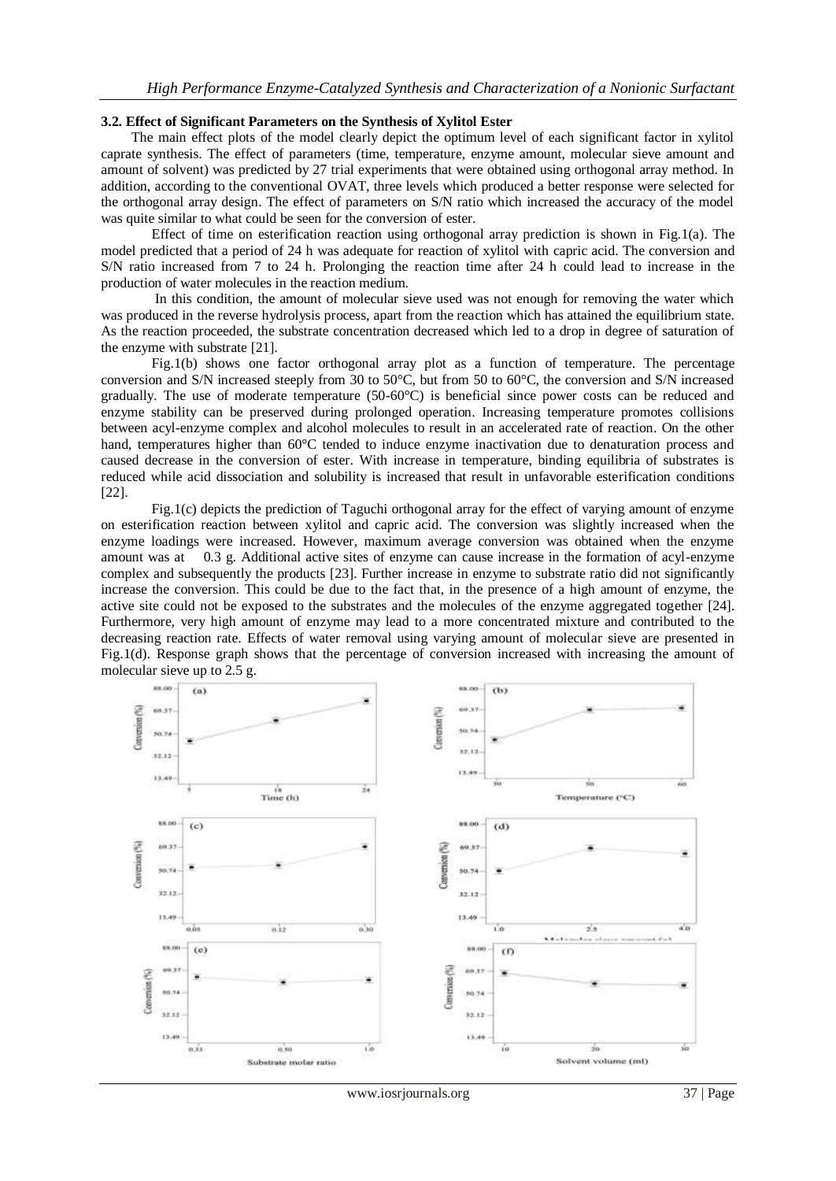### 3.2. Effect of Significant Parameters on the Synthesis of Xylitol Ester

The main effect plots of the model clearly depict the optimum level of each significant factor in xylitol caprate synthesis. The effect of parameters (time, temperature, enzyme amount, molecular sieve amount and amount of solvent) was predicted by 27 trial experiments that were obtained using orthogonal array method. In addition, according to the conventional OVAT, three levels which produced a better response were selected for the orthogonal array design. The effect of parameters on S/N ratio which increased the accuracy of the model was quite similar to what could be seen for the conversion of ester.

Effect of time on esterification reaction using orthogonal array prediction is shown in Fig.1(a). The model predicted that a period of 24 h was adequate for reaction of xylitol with capric acid. The conversion and S/N ratio increased from 7 to 24 h. Prolonging the reaction time after 24 h could lead to increase in the production of water molecules in the reaction medium.

In this condition, the amount of molecular sieve used was not enough for removing the water which was produced in the reverse hydrolysis process, apart from the reaction which has attained the equilibrium state. As the reaction proceeded, the substrate concentration decreased which led to a drop in degree of saturation of the enzyme with substrate [21].

Fig.1(b) shows one factor orthogonal array plot as a function of temperature. The percentage conversion and S/N increased steeply from 30 to 50°C, but from 50 to 60°C, the conversion and S/N increased gradually. The use of moderate temperature (50-60°C) is beneficial since power costs can be reduced and enzyme stability can be preserved during prolonged operation. Increasing temperature promotes collisions between acyl-enzyme complex and alcohol molecules to result in an accelerated rate of reaction. On the other hand, temperatures higher than 60°C tended to induce enzyme inactivation due to denaturation process and caused decrease in the conversion of ester. With increase in temperature, binding equilibria of substrates is reduced while acid dissociation and solubility is increased that result in unfavorable esterification conditions [22].

Fig.1(c) depicts the prediction of Taguchi orthogonal array for the effect of varying amount of enzyme on esterification reaction between xylitol and capric acid. The conversion was slightly increased when the enzyme loadings were increased. However, maximum average conversion was obtained when the enzyme amount was at 0.3 g. Additional active sites of enzyme can cause increase in the formation of acyl-enzyme complex and subsequently the products [23]. Further increase in enzyme to substrate ratio did not significantly increase the conversion. This could be due to the fact that, in the presence of a high amount of enzyme, the active site could not be exposed to the substrates and the molecules of the enzyme aggregated together [24]. Furthermore, very high amount of enzyme may lead to a more concentrated mixture and contributed to the decreasing reaction rate. Effects of water removal using varying amount of molecular sieve are presented in Fig.1(d). Response graph shows that the percentage of conversion increased with increasing the amount of molecular sieve up to 2.5 g.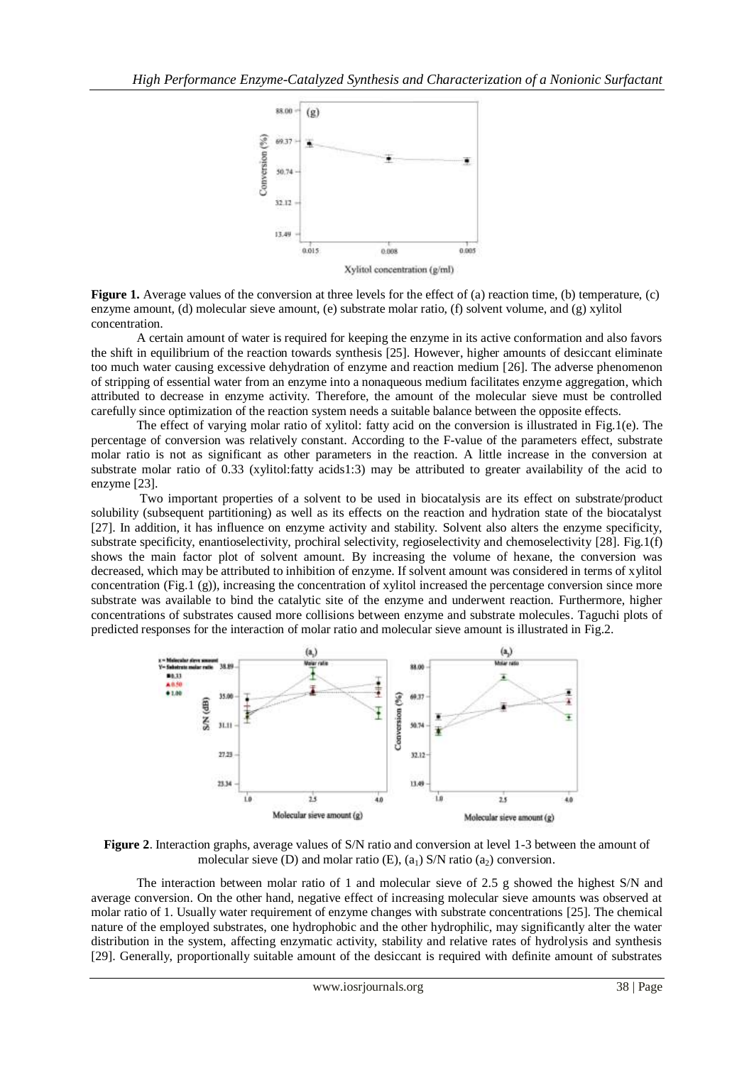**Figure 1.** Average values of the conversion at three levels for the effect of (a) reaction time, (b) temperature, (c) enzyme amount, (d) molecular sieve amount, (e) substrate molar ratio, (f) solvent volume, and (g) xylitol concentration.

A certain amount of water is required for keeping the enzyme in its active conformation and also favors the shift in equilibrium of the reaction towards synthesis [25]. However, higher amounts of desiccant eliminate too much water causing excessive dehydration of enzyme and reaction medium [26]. The adverse phenomenon of stripping of essential water from an enzyme into a nonaqueous medium facilitates enzyme aggregation, which attributed to decrease in enzyme activity. Therefore, the amount of the molecular sieve must be controlled carefully since optimization of the reaction system needs a suitable balance between the opposite effects.

The effect of varying molar ratio of xylitol: fatty acid on the conversion is illustrated in Fig.1(e). The percentage of conversion was relatively constant. According to the F-value of the parameters effect, substrate molar ratio is not as significant as other parameters in the reaction. A little increase in the conversion at substrate molar ratio of 0.33 (xylitol:fatty acids1:3) may be attributed to greater availability of the acid to enzyme [23].

Two important properties of a solvent to be used in biocatalysis are its effect on substrate/product solubility (subsequent partitioning) as well as its effects on the reaction and hydration state of the biocatalyst [27]. In addition, it has influence on enzyme activity and stability. Solvent also alters the enzyme specificity, substrate specificity, enantioselectivity, prochiral selectivity, regioselectivity and chemoselectivity [28]. Fig.1(f) shows the main factor plot of solvent amount. By increasing the volume of hexane, the conversion was decreased, which may be attributed to inhibition of enzyme. If solvent amount was considered in terms of xylitol concentration (Fig.1 (g)), increasing the concentration of xylitol increased the percentage conversion since more substrate was available to bind the catalytic site of the enzyme and underwent reaction. Furthermore, higher concentrations of substrates caused more collisions between enzyme and substrate molecules. Taguchi plots of predicted responses for the interaction of molar ratio and molecular sieve amount is illustrated in Fig.2.

**Figure 2**. Interaction graphs, average values of S/N ratio and conversion at level 1-3 between the amount of molecular sieve (D) and molar ratio (E), ($a_1$) S/N ratio ($a_2$) conversion.

The interaction between molar ratio of 1 and molecular sieve of 2.5 g showed the highest S/N and average conversion. On the other hand, negative effect of increasing molecular sieve amounts was observed at molar ratio of 1. Usually water requirement of enzyme changes with substrate concentrations [25]. The chemical nature of the employed substrates, one hydrophobic and the other hydrophilic, may significantly alter the water distribution in the system, affecting enzymatic activity, stability and relative rates of hydrolysis and synthesis [29]. Generally, proportionally suitable amount of the desiccant is required with definite amount of substrates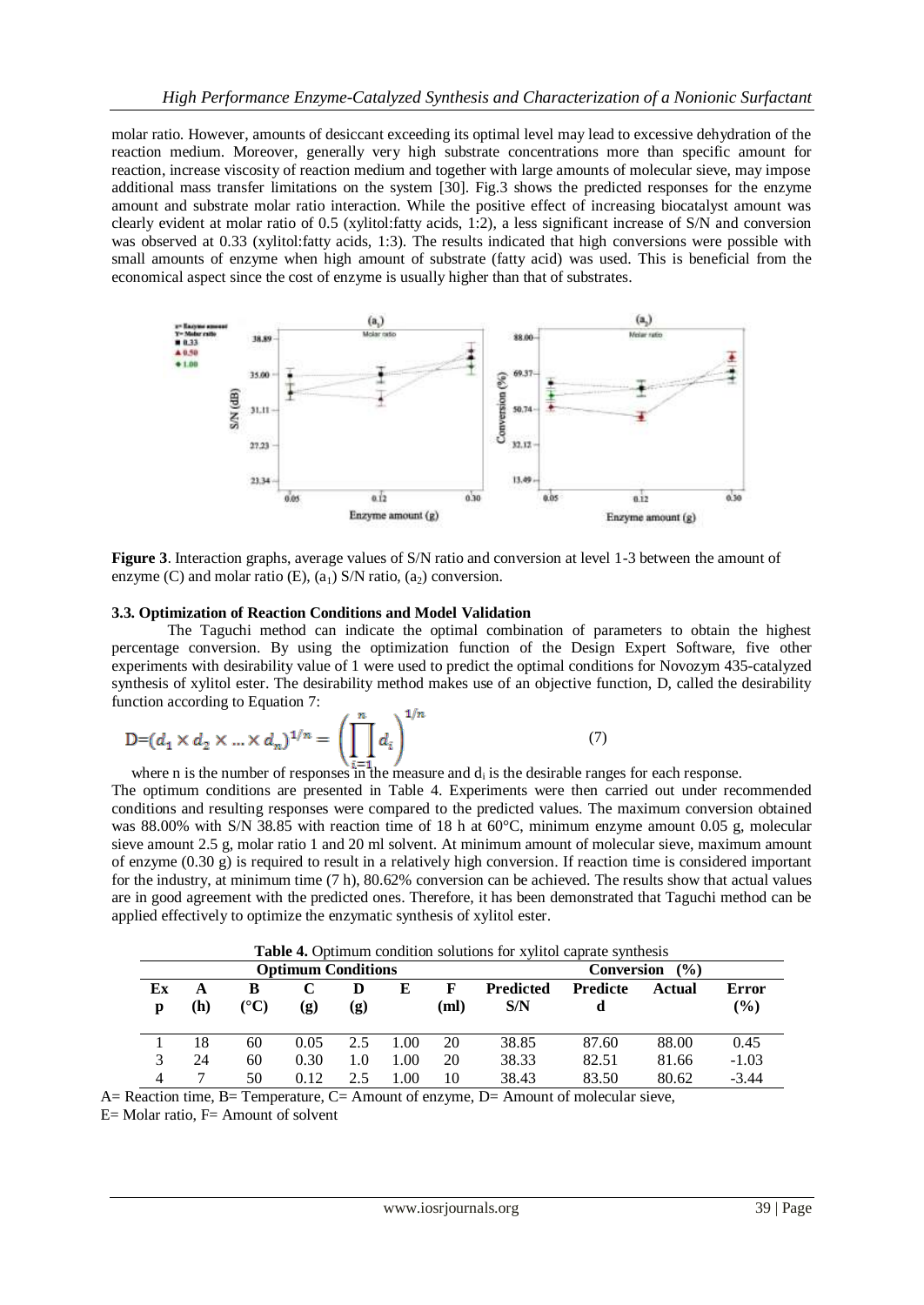molar ratio. However, amounts of desiccant exceeding its optimal level may lead to excessive dehydration of the reaction medium. Moreover, generally very high substrate concentrations more than specific amount for reaction, increase viscosity of reaction medium and together with large amounts of molecular sieve, may impose additional mass transfer limitations on the system [30]. Fig.3 shows the predicted responses for the enzyme amount and substrate molar ratio interaction. While the positive effect of increasing biocatalyst amount was clearly evident at molar ratio of 0.5 (xylitol:fatty acids, 1:2), a less significant increase of S/N and conversion was observed at 0.33 (xylitol:fatty acids, 1:3). The results indicated that high conversions were possible with small amounts of enzyme when high amount of substrate (fatty acid) was used. This is beneficial from the economical aspect since the cost of enzyme is usually higher than that of substrates.

**Figure 3**. Interaction graphs, average values of S/N ratio and conversion at level 1-3 between the amount of enzyme (C) and molar ratio (E), ($a_1$) S/N ratio, ($a_2$) conversion.

### 3.3. Optimization of Reaction Conditions and Model Validation

The Taguchi method can indicate the optimal combination of parameters to obtain the highest percentage conversion. By using the optimization function of the Design Expert Software, five other experiments with desirability value of 1 were used to predict the optimal conditions for Novozym 435-catalyzed synthesis of xylitol ester. The desirability method makes use of an objective function, D, called the desirability function according to Equation 7:

$$D=(d_1 \times d_2 \times ... \times d_n)^{1/n} = \left(\prod_{i=1}^{n} d_i\right)^{1/n} \tag{7}$$

where n is the number of responses in the measure and $d_i$ is the desirable ranges for each response.

The optimum conditions are presented in Table 4. Experiments were then carried out under recommended conditions and resulting responses were compared to the predicted values. The maximum conversion obtained was 88.00% with S/N 38.85 with reaction time of 18 h at 60°C, minimum enzyme amount 0.05 g, molecular sieve amount 2.5 g, molar ratio 1 and 20 ml solvent. At minimum amount of molecular sieve, maximum amount of enzyme (0.30 g) is required to result in a relatively high conversion. If reaction time is considered important for the industry, at minimum time (7 h), 80.62% conversion can be achieved. The results show that actual values are in good agreement with the predicted ones. Therefore, it has been demonstrated that Taguchi method can be applied effectively to optimize the enzymatic synthesis of xylitol ester.

**Table 4.** Optimum condition solutions for xylitol caprate synthesis

| Optimum Conditions | | | | | | | | Conversion (%) | | |
|---|---|---|---|---|---|---|---|---|---|---|
| Exp | A (h) | B (°C) | C (g) | D (g) | E | F (ml) | Predicted S/N | Predicted | Actual | Error (%) |
| 1 | 18 | 60 | 0.05 | 2.5 | 1.00 | 20 | 38.85 | 87.60 | 88.00 | 0.45 |
| 3 | 24 | 60 | 0.30 | 1.0 | 1.00 | 20 | 38.33 | 82.51 | 81.66 | -1.03 |
| 4 | 7 | 50 | 0.12 | 2.5 | 1.00 | 10 | 38.43 | 83.50 | 80.62 | -3.44 |

A= Reaction time, B= Temperature, C= Amount of enzyme, D= Amount of molecular sieve,
E= Molar ratio, F= Amount of solvent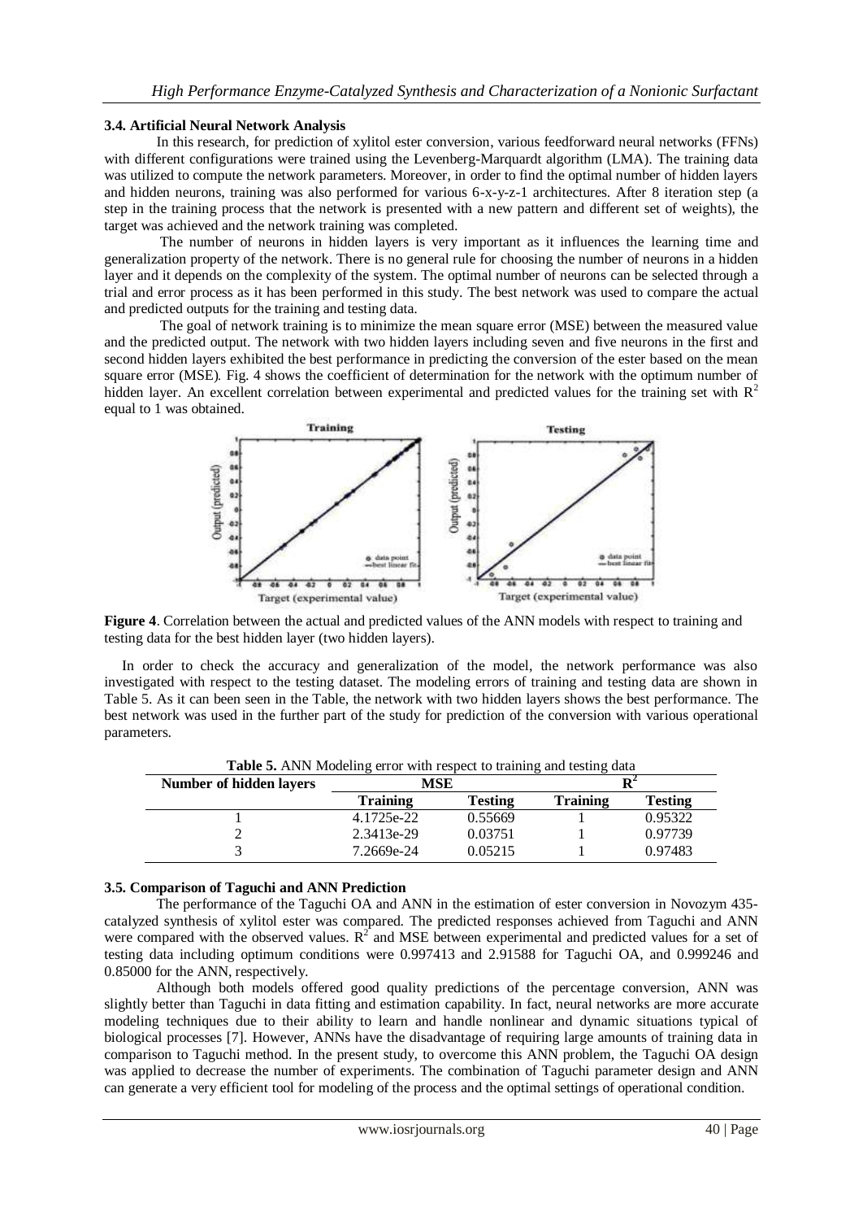### 3.4. Artificial Neural Network Analysis

In this research, for prediction of xylitol ester conversion, various feedforward neural networks (FFNs) with different configurations were trained using the Levenberg-Marquardt algorithm (LMA). The training data was utilized to compute the network parameters. Moreover, in order to find the optimal number of hidden layers and hidden neurons, training was also performed for various 6-x-y-z-1 architectures. After 8 iteration step (a step in the training process that the network is presented with a new pattern and different set of weights), the target was achieved and the network training was completed.

The number of neurons in hidden layers is very important as it influences the learning time and generalization property of the network. There is no general rule for choosing the number of neurons in a hidden layer and it depends on the complexity of the system. The optimal number of neurons can be selected through a trial and error process as it has been performed in this study. The best network was used to compare the actual and predicted outputs for the training and testing data.

The goal of network training is to minimize the mean square error (MSE) between the measured value and the predicted output. The network with two hidden layers including seven and five neurons in the first and second hidden layers exhibited the best performance in predicting the conversion of the ester based on the mean square error (MSE). Fig. 4 shows the coefficient of determination for the network with the optimum number of hidden layer. An excellent correlation between experimental and predicted values for the training set with $R^2$ equal to 1 was obtained.

**Figure 4**. Correlation between the actual and predicted values of the ANN models with respect to training and testing data for the best hidden layer (two hidden layers).

In order to check the accuracy and generalization of the model, the network performance was also investigated with respect to the testing dataset. The modeling errors of training and testing data are shown in Table 5. As it can been seen in the Table, the network with two hidden layers shows the best performance. The best network was used in the further part of the study for prediction of the conversion with various operational parameters.

**Table 5.** ANN Modeling error with respect to training and testing data

| Number of hidden layers | MSE | | $R^2$ | |
|---|---|---|---|---|
| | **Training** | **Testing** | **Training** | **Testing** |
| 1 | 4.1725e-22 | 0.55669 | 1 | 0.95322 |
| 2 | 2.3413e-29 | 0.03751 | 1 | 0.97739 |
| 3 | 7.2669e-24 | 0.05215 | 1 | 0.97483 |

### 3.5. Comparison of Taguchi and ANN Prediction

The performance of the Taguchi OA and ANN in the estimation of ester conversion in Novozym 435-catalyzed synthesis of xylitol ester was compared. The predicted responses achieved from Taguchi and ANN were compared with the observed values. $R^2$ and MSE between experimental and predicted values for a set of testing data including optimum conditions were 0.997413 and 2.91588 for Taguchi OA, and 0.999246 and 0.85000 for the ANN, respectively.

Although both models offered good quality predictions of the percentage conversion, ANN was slightly better than Taguchi in data fitting and estimation capability. In fact, neural networks are more accurate modeling techniques due to their ability to learn and handle nonlinear and dynamic situations typical of biological processes [7]. However, ANNs have the disadvantage of requiring large amounts of training data in comparison to Taguchi method. In the present study, to overcome this ANN problem, the Taguchi OA design was applied to decrease the number of experiments. The combination of Taguchi parameter design and ANN can generate a very efficient tool for modeling of the process and the optimal settings of operational condition.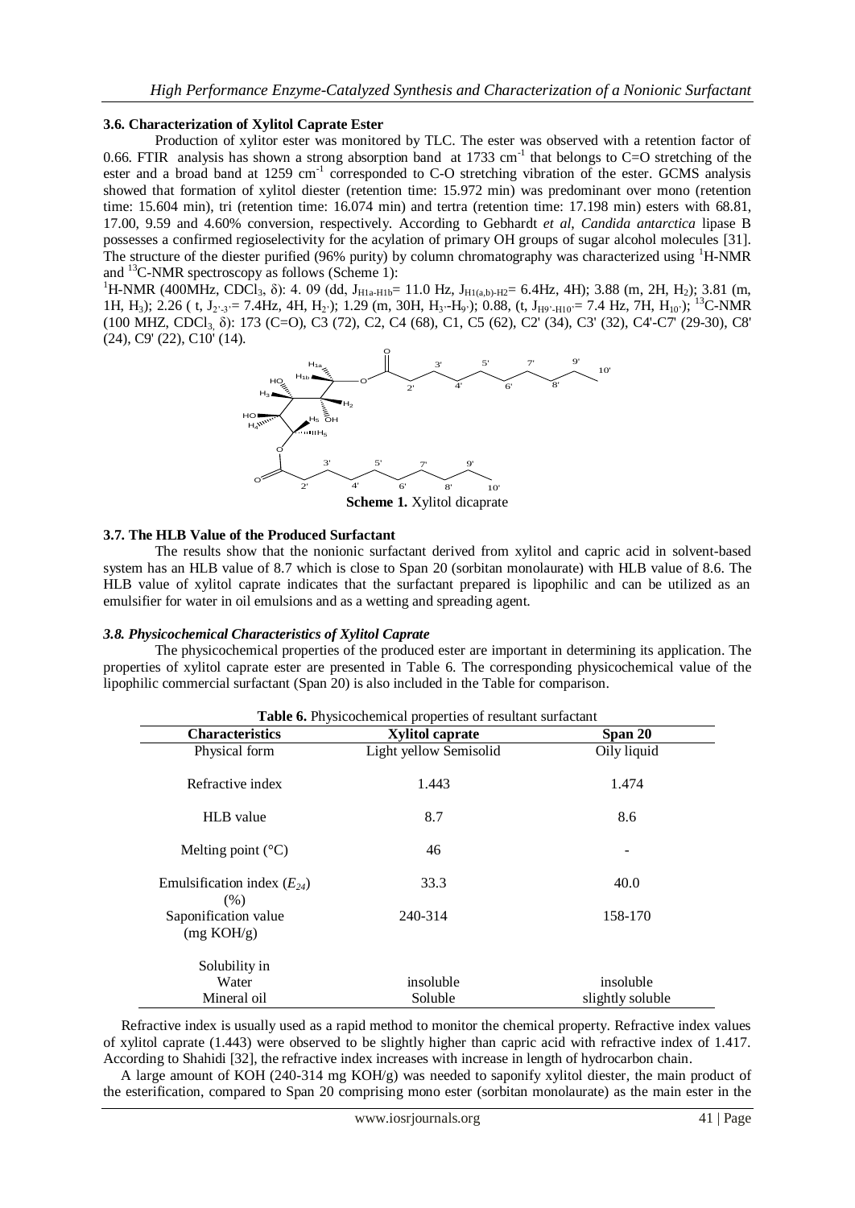### 3.6. Characterization of Xylitol Caprate Ester

Production of xylitor ester was monitored by TLC. The ester was observed with a retention factor of 0.66. FTIR analysis has shown a strong absorption band at 1733 $cm^{-1}$ that belongs to C=O stretching of the ester and a broad band at 1259 $cm^{-1}$ corresponded to C-O stretching vibration of the ester. GCMS analysis showed that formation of xylitol diester (retention time: 15.972 min) was predominant over mono (retention time: 15.604 min), tri (retention time: 16.074 min) and tertra (retention time: 17.198 min) esters with 68.81, 17.00, 9.59 and 4.60% conversion, respectively. According to Gebhardt *et al*, *Candida antarctica* lipase B possesses a confirmed regioselectivity for the acylation of primary OH groups of sugar alcohol molecules [31]. The structure of the diester purified (96% purity) by column chromatography was characterized using $^1$H-NMR and $^{13}$C-NMR spectroscopy as follows (Scheme 1):

$^1$H-NMR (400MHz, $CDCl_3$, δ): 4. 09 (dd, $J_{H1a\text{-}H1b}$= 11.0 Hz, $J_{H1(a,b)\text{-}H2}$= 6.4Hz, 4H); 3.88 (m, 2H, $H_2$); 3.81 (m, 1H, $H_3$); 2.26 ( t, $J_{2'\text{-}3'}$= 7.4Hz, 4H, $H_{2'}$); 1.29 (m, 30H, $H_{3'}$-$H_{9'}$); 0.88, (t, $J_{H9'\text{-}H10'}$= 7.4 Hz, 7H, $H_{10'}$); $^{13}$C-NMR (100 MHZ, $CDCl_3$, δ): 173 (C=O), C3 (72), C2, C4 (68), C1, C5 (62), C2' (34), C3' (32), C4'-C7' (29-30), C8' (24), C9' (22), C10' (14).

**Scheme 1.** Xylitol dicaprate

### 3.7. The HLB Value of the Produced Surfactant

The results show that the nonionic surfactant derived from xylitol and capric acid in solvent-based system has an HLB value of 8.7 which is close to Span 20 (sorbitan monolaurate) with HLB value of 8.6. The HLB value of xylitol caprate indicates that the surfactant prepared is lipophilic and can be utilized as an emulsifier for water in oil emulsions and as a wetting and spreading agent.

### *3.8. Physicochemical Characteristics of Xylitol Caprate*

The physicochemical properties of the produced ester are important in determining its application. The properties of xylitol caprate ester are presented in Table 6. The corresponding physicochemical value of the lipophilic commercial surfactant (Span 20) is also included in the Table for comparison.

**Table 6.** Physicochemical properties of resultant surfactant

| Characteristics | Xylitol caprate | Span 20 |
|---|---|---|
| Physical form | Light yellow Semisolid | Oily liquid |
| Refractive index | 1.443 | 1.474 |
| HLB value | 8.7 | 8.6 |
| Melting point (°C) | 46 | - |
| Emulsification index ($E_{24}$) (%) | 33.3 | 40.0 |
| Saponification value (mg KOH/g) | 240-314 | 158-170 |
| Solubility in | | |
| Water | insoluble | insoluble |
| Mineral oil | Soluble | slightly soluble |

Refractive index is usually used as a rapid method to monitor the chemical property. Refractive index values of xylitol caprate (1.443) were observed to be slightly higher than capric acid with refractive index of 1.417. According to Shahidi [32], the refractive index increases with increase in length of hydrocarbon chain.

A large amount of KOH (240-314 mg KOH/g) was needed to saponify xylitol diester, the main product of the esterification, compared to Span 20 comprising mono ester (sorbitan monolaurate) as the main ester in the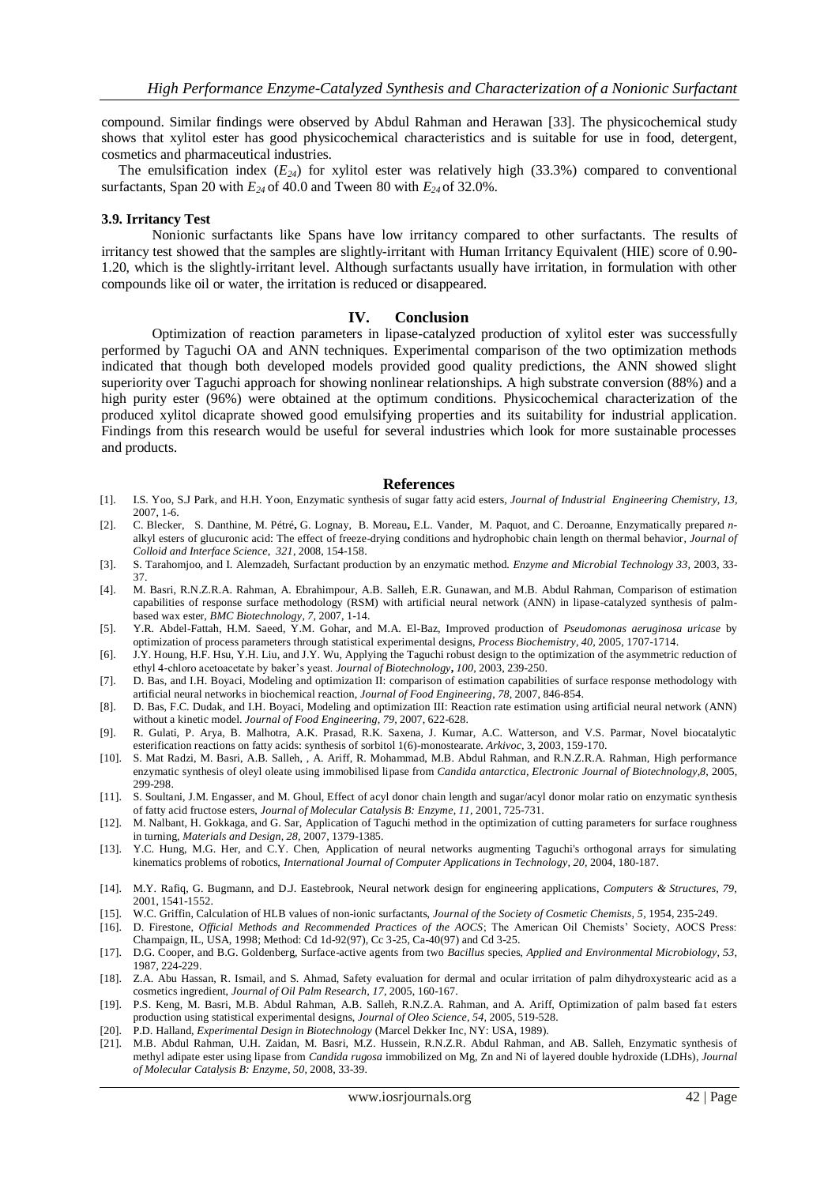compound. Similar findings were observed by Abdul Rahman and Herawan [33]. The physicochemical study shows that xylitol ester has good physicochemical characteristics and is suitable for use in food, detergent, cosmetics and pharmaceutical industries.

The emulsification index ($E_{24}$) for xylitol ester was relatively high (33.3%) compared to conventional surfactants, Span 20 with $E_{24}$ of 40.0 and Tween 80 with $E_{24}$ of 32.0%.

### 3.9. Irritancy Test

Nonionic surfactants like Spans have low irritancy compared to other surfactants. The results of irritancy test showed that the samples are slightly-irritant with Human Irritancy Equivalent (HIE) score of 0.90-1.20, which is the slightly-irritant level. Although surfactants usually have irritation, in formulation with other compounds like oil or water, the irritation is reduced or disappeared.

## IV. Conclusion

Optimization of reaction parameters in lipase-catalyzed production of xylitol ester was successfully performed by Taguchi OA and ANN techniques. Experimental comparison of the two optimization methods indicated that though both developed models provided good quality predictions, the ANN showed slight superiority over Taguchi approach for showing nonlinear relationships. A high substrate conversion (88%) and a high purity ester (96%) were obtained at the optimum conditions. Physicochemical characterization of the produced xylitol dicaprate showed good emulsifying properties and its suitability for industrial application. Findings from this research would be useful for several industries which look for more sustainable processes and products.

## References

[1]. I.S. Yoo, S.J Park, and H.H. Yoon, Enzymatic synthesis of sugar fatty acid esters, *Journal of Industrial Engineering Chemistry, 13*, 2007, 1-6.

[2]. C. Blecker, S. Danthine, M. Pétré, G. Lognay, B. Moreau, E.L. Vander, M. Paquot, and C. Deroanne, Enzymatically prepared *n*-alkyl esters of glucuronic acid: The effect of freeze-drying conditions and hydrophobic chain length on thermal behavior, *Journal of Colloid and Interface Science, 321*, 2008, 154-158.

[3]. S. Tarahomjoo, and I. Alemzadeh, Surfactant production by an enzymatic method. *Enzyme and Microbial Technology 33*, 2003, 33-37.

[4]. M. Basri, R.N.Z.R.A. Rahman, A. Ebrahimpour, A.B. Salleh, E.R. Gunawan, and M.B. Abdul Rahman, Comparison of estimation capabilities of response surface methodology (RSM) with artificial neural network (ANN) in lipase-catalyzed synthesis of palm-based wax ester, *BMC Biotechnology, 7*, 2007, 1-14.

[5]. Y.R. Abdel-Fattah, H.M. Saeed, Y.M. Gohar, and M.A. El-Baz, Improved production of *Pseudomonas aeruginosa uricase* by optimization of process parameters through statistical experimental designs, *Process Biochemistry, 40*, 2005, 1707-1714.

[6]. J.Y. Houng, H.F. Hsu, Y.H. Liu, and J.Y. Wu, Applying the Taguchi robust design to the optimization of the asymmetric reduction of ethyl 4-chloro acetoacetate by baker's yeast. *Journal of Biotechnology, 100*, 2003, 239-250.

[7]. D. Bas, and I.H. Boyaci, Modeling and optimization II: comparison of estimation capabilities of surface response methodology with artificial neural networks in biochemical reaction, *Journal of Food Engineering, 78*, 2007, 846-854.

[8]. D. Bas, F.C. Dudak, and I.H. Boyaci, Modeling and optimization III: Reaction rate estimation using artificial neural network (ANN) without a kinetic model. *Journal of Food Engineering, 79*, 2007, 622-628.

[9]. R. Gulati, P. Arya, B. Malhotra, A.K. Prasad, R.K. Saxena, J. Kumar, A.C. Watterson, and V.S. Parmar, Novel biocatalytic esterification reactions on fatty acids: synthesis of sorbitol 1(6)-monostearate. *Arkivoc*, 3, 2003, 159-170.

[10]. S. Mat Radzi, M. Basri, A.B. Salleh, , A. Ariff, R. Mohammad, M.B. Abdul Rahman, and R.N.Z.R.A. Rahman, High performance enzymatic synthesis of oleyl oleate using immobilised lipase from *Candida antarctica, Electronic Journal of Biotechnology,8*, 2005, 299-298.

[11]. S. Soultani, J.M. Engasser, and M. Ghoul, Effect of acyl donor chain length and sugar/acyl donor molar ratio on enzymatic synthesis of fatty acid fructose esters, *Journal of Molecular Catalysis B: Enzyme, 11*, 2001, 725-731.

[12]. M. Nalbant, H. Gokkaga, and G. Sar, Application of Taguchi method in the optimization of cutting parameters for surface roughness in turning, *Materials and Design, 28*, 2007, 1379-1385.

[13]. Y.C. Hung, M.G. Her, and C.Y. Chen, Application of neural networks augmenting Taguchi's orthogonal arrays for simulating kinematics problems of robotics, *International Journal of Computer Applications in Technology, 20*, 2004, 180-187.

[14]. M.Y. Rafiq, G. Bugmann, and D.J. Eastebrook, Neural network design for engineering applications, *Computers & Structures, 79*, 2001, 1541-1552.

[15]. W.C. Griffin, Calculation of HLB values of non-ionic surfactants, *Journal of the Society of Cosmetic Chemists, 5*, 1954, 235-249.

[16]. D. Firestone, *Official Methods and Recommended Practices of the AOCS*; The American Oil Chemists' Society, AOCS Press: Champaign, IL, USA, 1998; Method: Cd 1d-92(97), Cc 3-25, Ca-40(97) and Cd 3-25.

[17]. D.G. Cooper, and B.G. Goldenberg, Surface-active agents from two *Bacillus* species, *Applied and Environmental Microbiology, 53*, 1987, 224-229.

[18]. Z.A. Abu Hassan, R. Ismail, and S. Ahmad, Safety evaluation for dermal and ocular irritation of palm dihydroxystearic acid as a cosmetics ingredient, *Journal of Oil Palm Research, 17*, 2005, 160-167.

[19]. P.S. Keng, M. Basri, M.B. Abdul Rahman, A.B. Salleh, R.N.Z.A. Rahman, and A. Ariff, Optimization of palm based fat esters production using statistical experimental designs, *Journal of Oleo Science, 54*, 2005, 519-528.

[20]. P.D. Halland, *Experimental Design in Biotechnology* (Marcel Dekker Inc, NY: USA, 1989).

[21]. M.B. Abdul Rahman, U.H. Zaidan, M. Basri, M.Z. Hussein, R.N.Z.R. Abdul Rahman, and AB. Salleh, Enzymatic synthesis of methyl adipate ester using lipase from *Candida rugosa* immobilized on Mg, Zn and Ni of layered double hydroxide (LDHs), *Journal of Molecular Catalysis B: Enzyme, 50*, 2008, 33-39.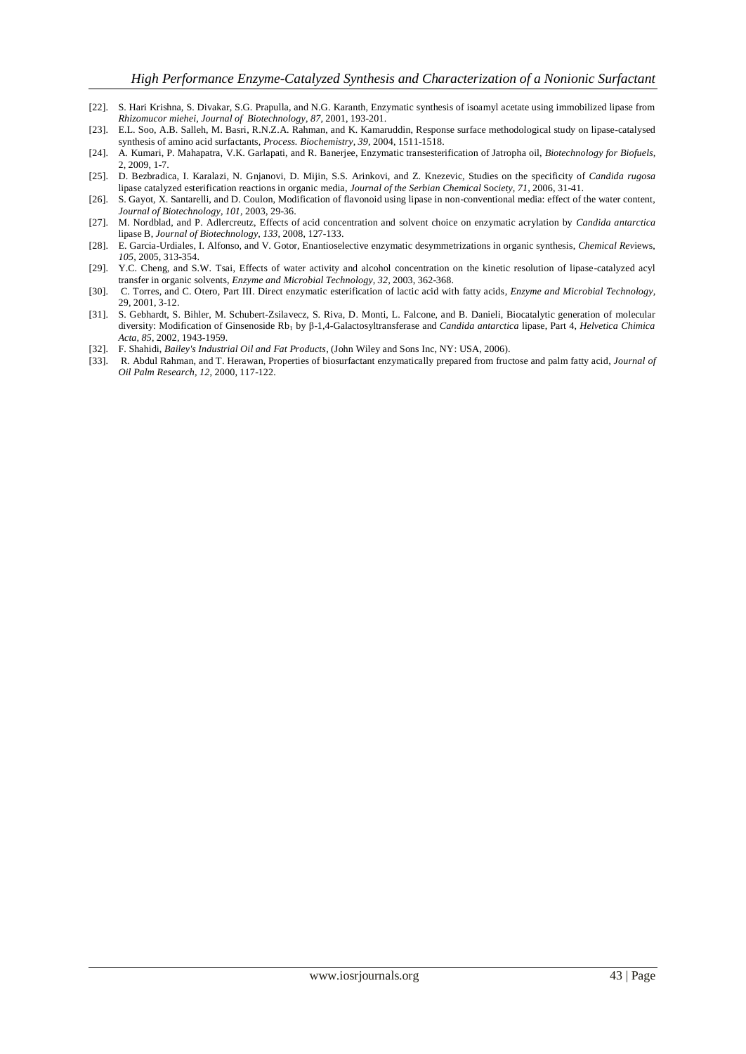[22]. S. Hari Krishna, S. Divakar, S.G. Prapulla, and N.G. Karanth, Enzymatic synthesis of isoamyl acetate using immobilized lipase from *Rhizomucor miehei*, *Journal of Biotechnology, 87*, 2001, 193-201.

[23]. E.L. Soo, A.B. Salleh, M. Basri, R.N.Z.A. Rahman, and K. Kamaruddin, Response surface methodological study on lipase-catalysed synthesis of amino acid surfactants, *Process. Biochemistry, 39*, 2004, 1511-1518.

[24]. A. Kumari, P. Mahapatra, V.K. Garlapati, and R. Banerjee, Enzymatic transesterification of Jatropha oil, *Biotechnology for Biofuels*, 2, 2009, 1-7.

[25]. D. Bezbradica, I. Karalazi, N. Gnjanovi, D. Mijin, S.S. Arinkovi, and Z. Knezevic, Studies on the specificity of *Candida rugosa* lipase catalyzed esterification reactions in organic media, *Journal of the Serbian Chemical Society, 71*, 2006, 31-41.

[26]. S. Gayot, X. Santarelli, and D. Coulon, Modification of flavonoid using lipase in non-conventional media: effect of the water content, *Journal of Biotechnology, 101*, 2003, 29-36.

[27]. M. Nordblad, and P. Adlercreutz, Effects of acid concentration and solvent choice on enzymatic acrylation by *Candida antarctica* lipase B, *Journal of Biotechnology, 133*, 2008, 127-133.

[28]. E. Garcia-Urdiales, I. Alfonso, and V. Gotor, Enantioselective enzymatic desymmetrizations in organic synthesis, *Chemical Reviews, 105*, 2005, 313-354.

[29]. Y.C. Cheng, and S.W. Tsai, Effects of water activity and alcohol concentration on the kinetic resolution of lipase-catalyzed acyl transfer in organic solvents, *Enzyme and Microbial Technology, 32*, 2003, 362-368.

[30]. C. Torres, and C. Otero, Part III. Direct enzymatic esterification of lactic acid with fatty acids, *Enzyme and Microbial Technology*, 29, 2001, 3-12.

[31]. S. Gebhardt, S. Bihler, M. Schubert-Zsilavecz, S. Riva, D. Monti, L. Falcone, and B. Danieli, Biocatalytic generation of molecular diversity: Modification of Ginsenoside $Rb_1$ by β-1,4-Galactosyltransferase and *Candida antarctica* lipase, Part 4, *Helvetica Chimica Acta, 85*, 2002, 1943-1959.

[32]. F. Shahidi, *Bailey's Industrial Oil and Fat Products*, (John Wiley and Sons Inc, NY: USA, 2006).

[33]. R. Abdul Rahman, and T. Herawan, Properties of biosurfactant enzymatically prepared from fructose and palm fatty acid, *Journal of Oil Palm Research, 12*, 2000, 117-122.